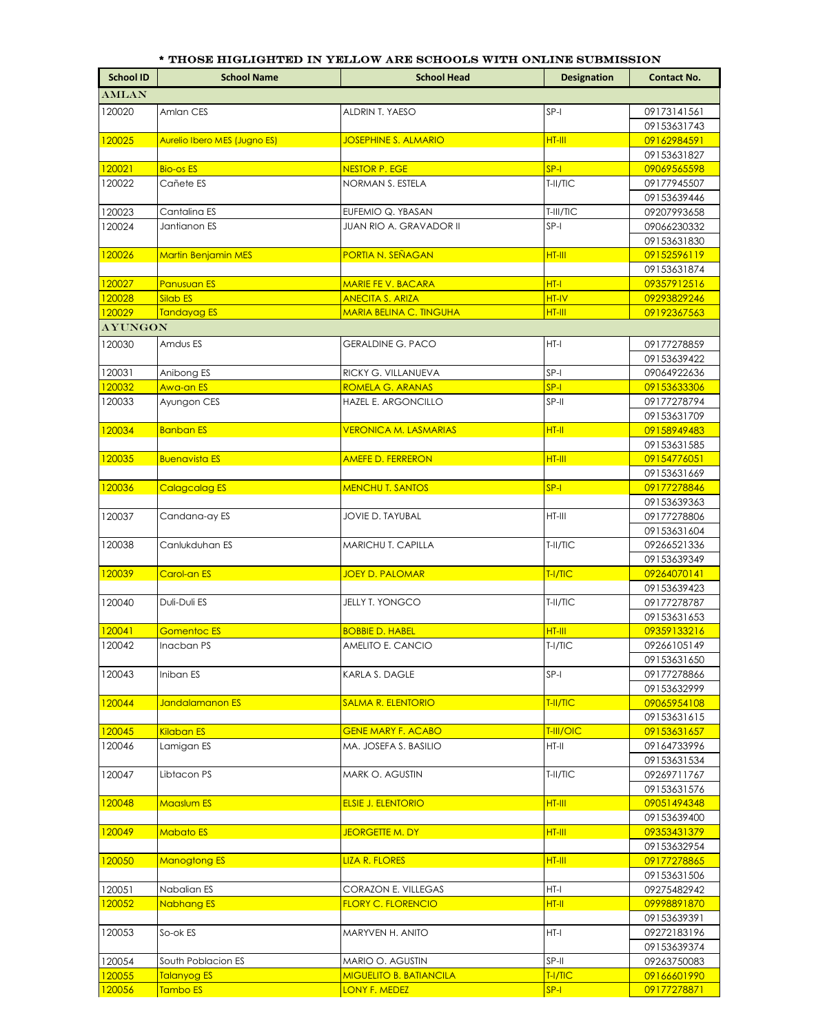**\* THOSE HIGHLIGHTED IN YELLOW ARE SCHOOLS WITH ONLINE SUBMISSION**

| School ID | School Name | School Head | Designation | Contact No. |
|---|---|---|---|---|
| **AMLAN** | | | | |
| 120020 | Amlan CES | ALDRIN T. YAESO | SP-I | 09173141561 |
| | | | | 09153631743 |
| 120025 | Aurelio Ibero MES (Jugno ES) | JOSEPHINE S. ALMARIO | HT-III | 09162984591 |
| | | | | 09153631827 |
| 120021 | Bio-os ES | NESTOR P. EGE | SP-I | 09069565598 |
| 120022 | Cañete ES | NORMAN S. ESTELA | T-II/TIC | 09177945507 |
| | | | | 09153639446 |
| 120023 | Cantalina ES | EUFEMIO Q. YBASAN | T-III/TIC | 09207993658 |
| 120024 | Jantianon ES | JUAN RIO A. GRAVADOR II | SP-I | 09066230332 |
| | | | | 09153631830 |
| 120026 | Martin Benjamin MES | PORTIA N. SEÑAGAN | HT-III | 09152596119 |
| | | | | 09153631874 |
| 120027 | Panusuan ES | MARIE FE V. BACARA | HT-I | 09357912516 |
| 120028 | Silab ES | ANECITA S. ARIZA | HT-IV | 09293829246 |
| 120029 | Tandayag ES | MARIA BELINA C. TINGUHA | HT-III | 09192367563 |
| **AYUNGON** | | | | |
| 120030 | Amdus ES | GERALDINE G. PACO | HT-I | 09177278859 |
| | | | | 09153639422 |
| 120031 | Anibong ES | RICKY G. VILLANUEVA | SP-I | 09064922636 |
| 120032 | Awa-an ES | ROMELA G. ARANAS | SP-I | 09153633306 |
| 120033 | Ayungon CES | HAZEL E. ARGONCILLO | SP-II | 09177278794 |
| | | | | 09153631709 |
| 120034 | Banban ES | VERONICA M. LASMARIAS | HT-II | 09158949483 |
| | | | | 09153631585 |
| 120035 | Buenavista ES | AMEFE D. FERRERON | HT-III | 09154776051 |
| | | | | 09153631669 |
| 120036 | Calagcalag ES | MENCHU T. SANTOS | SP-I | 09177278846 |
| | | | | 09153639363 |
| 120037 | Candana-ay ES | JOVIE D. TAYUBAL | HT-III | 09177278806 |
| | | | | 09153631604 |
| 120038 | Canlukduhan ES | MARICHU T. CAPILLA | T-II/TIC | 09266521336 |
| | | | | 09153639349 |
| 120039 | Carol-an ES | JOEY D. PALOMAR | T-I/TIC | 09264070141 |
| | | | | 09153639423 |
| 120040 | Duli-Duli ES | JELLY T. YONGCO | T-II/TIC | 09177278787 |
| | | | | 09153631653 |
| 120041 | Gomentoc ES | BOBBIE D. HABEL | HT-III | 09359133216 |
| 120042 | Inacban PS | AMELITO E. CANCIO | T-I/TIC | 09266105149 |
| | | | | 09153631650 |
| 120043 | Iniban ES | KARLA S. DAGLE | SP-I | 09177278866 |
| | | | | 09153632999 |
| 120044 | Jandalamanon ES | SALMA R. ELENTORIO | T-II/TIC | 09065954108 |
| | | | | 09153631615 |
| 120045 | Kilaban ES | GENE MARY F. ACABO | T-III/OIC | 09153631657 |
| 120046 | Lamigan ES | MA. JOSEFA S. BASILIO | HT-II | 09164733996 |
| | | | | 09153631534 |
| 120047 | Libtacon PS | MARK O. AGUSTIN | T-II/TIC | 09269711767 |
| | | | | 09153631576 |
| 120048 | Maaslum ES | ELSIE J. ELENTORIO | HT-III | 09051494348 |
| | | | | 09153639400 |
| 120049 | Mabato ES | JEORGETTE M. DY | HT-III | 09353431379 |
| | | | | 09153632954 |
| 120050 | Manogtong ES | LIZA R. FLORES | HT-III | 09177278865 |
| | | | | 09153631506 |
| 120051 | Nabalian ES | CORAZON E. VILLEGAS | HT-I | 09275482942 |
| 120052 | Nabhang ES | FLORY C. FLORENCIO | HT-II | 09998891870 |
| | | | | 09153639391 |
| 120053 | So-ok ES | MARYVEN H. ANITO | HT-I | 09272183196 |
| | | | | 09153639374 |
| 120054 | South Poblacion ES | MARIO O. AGUSTIN | SP-II | 09263750083 |
| 120055 | Talanyog ES | MIGUELITO B. BATIANCILA | T-I/TIC | 09166601990 |
| 120056 | Tambo ES | LONY F. MEDEZ | SP-I | 09177278871 |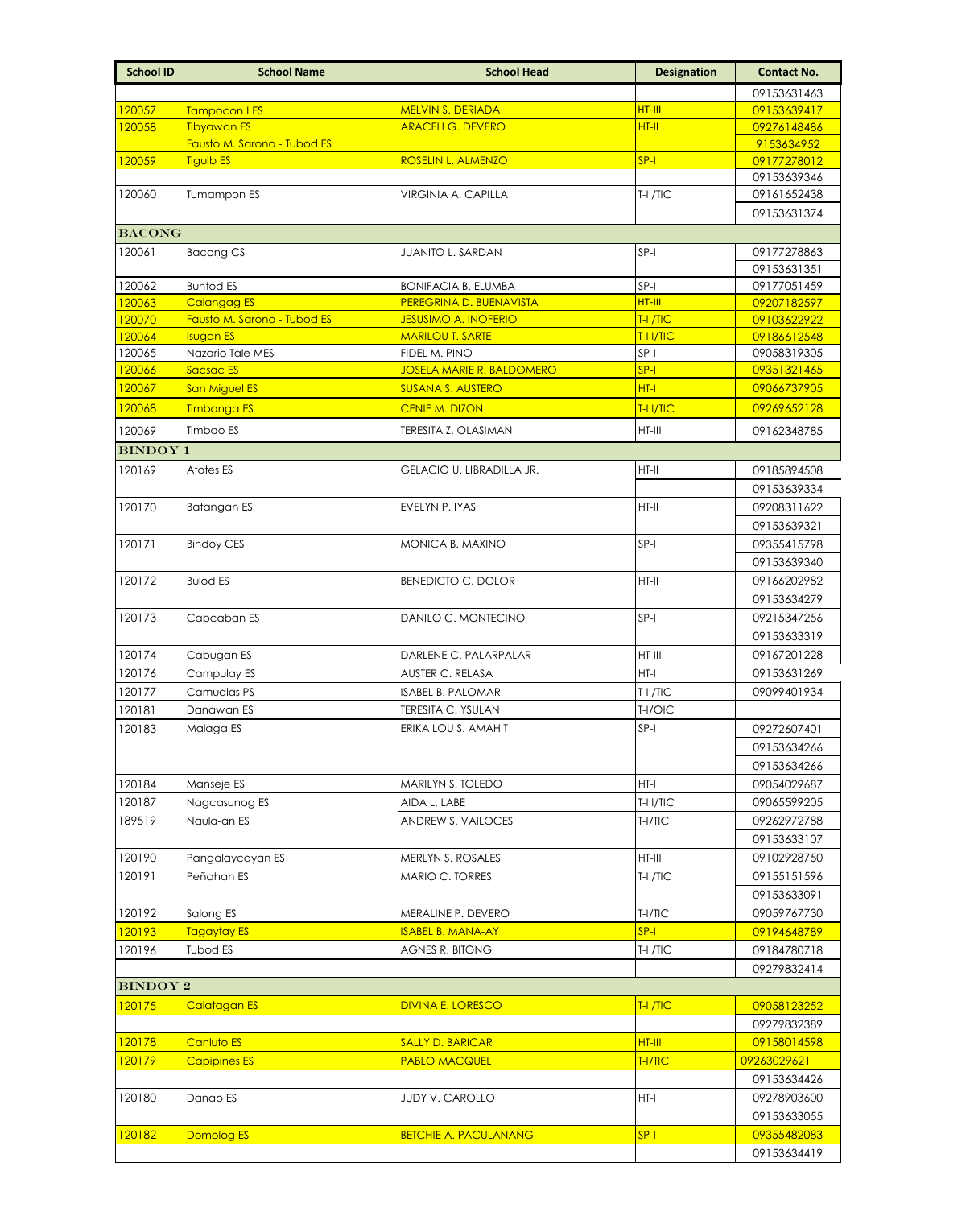| School ID | School Name | School Head | Designation | Contact No. |
|---|---|---|---|---|
| | | | | 09153631463 |
| 120057 | Tampocon I ES | MELVIN S. DERIADA | HT-III | 09153639417 |
| 120058 | Tibyawan ES | ARACELI G. DEVERO | HT-II | 09276148486 |
| | Fausto M. Sarono - Tubod ES | | | 9153634952 |
| 120059 | Tiguib ES | ROSELIN L. ALMENZO | SP-I | 09177278012 |
| | | | | 09153639346 |
| 120060 | Tumampon ES | VIRGINIA A. CAPILLA | T-II/TIC | 09161652438 |
| | | | | 09153631374 |
| **BACONG** | | | | |
| 120061 | Bacong CS | JUANITO L. SARDAN | SP-I | 09177278863 |
| | | | | 09153631351 |
| 120062 | Buntod ES | BONIFACIA B. ELUMBA | SP-I | 09177051459 |
| 120063 | Calangag ES | PEREGRINA D. BUENAVISTA | HT-III | 09207182597 |
| 120070 | Fausto M. Sarono - Tubod ES | JESUSIMO A. INOFERIO | T-II/TIC | 09103622922 |
| 120064 | Isugan ES | MARILOU T. SARTE | T-III/TIC | 09186612548 |
| 120065 | Nazario Tale MES | FIDEL M. PINO | SP-I | 09058319305 |
| 120066 | Sacsac ES | JOSELA MARIE R. BALDOMERO | SP-I | 09351321465 |
| 120067 | San Miguel ES | SUSANA S. AUSTERO | HT-I | 09066737905 |
| 120068 | Timbanga ES | CENIE M. DIZON | T-III/TIC | 09269652128 |
| 120069 | Timbao ES | TERESITA Z. OLASIMAN | HT-III | 09162348785 |
| **BINDOY 1** | | | | |
| 120169 | Atotes ES | GELACIO U. LIBRADILLA JR. | HT-II | 09185894508 |
| | | | | 09153639334 |
| 120170 | Batangan ES | EVELYN P. IYAS | HT-II | 09208311622 |
| | | | | 09153639321 |
| 120171 | Bindoy CES | MONICA B. MAXINO | SP-I | 09355415798 |
| | | | | 09153639340 |
| 120172 | Bulod ES | BENEDICTO C. DOLOR | HT-II | 09166202982 |
| | | | | 09153634279 |
| 120173 | Cabcaban ES | DANILO C. MONTECINO | SP-I | 09215347256 |
| | | | | 09153633319 |
| 120174 | Cabugan ES | DARLENE C. PALARPALAR | HT-III | 09167201228 |
| 120176 | Campulay ES | AUSTER C. RELASA | HT-I | 09153631269 |
| 120177 | Camudlas PS | ISABEL B. PALOMAR | T-II/TIC | 09099401934 |
| 120181 | Danawan ES | TERESITA C. YSULAN | T-I/OIC | |
| 120183 | Malaga ES | ERIKA LOU S. AMAHIT | SP-I | 09272607401 |
| | | | | 09153634266 |
| | | | | 09153634266 |
| 120184 | Manseje ES | MARILYN S. TOLEDO | HT-I | 09054029687 |
| 120187 | Nagcasunog ES | AIDA L. LABE | T-III/TIC | 09065599205 |
| 189519 | Naula-an ES | ANDREW S. VAILOCES | T-I/TIC | 09262972788 |
| | | | | 09153633107 |
| 120190 | Pangalaycayan ES | MERLYN S. ROSALES | HT-III | 09102928750 |
| 120191 | Peñahan ES | MARIO C. TORRES | T-II/TIC | 09155151596 |
| | | | | 09153633091 |
| 120192 | Salong ES | MERALINE P. DEVERO | T-I/TIC | 09059767730 |
| 120193 | Tagaytay ES | ISABEL B. MANA-AY | SP-I | 09194648789 |
| 120196 | Tubod ES | AGNES R. BITONG | T-II/TIC | 09184780718 |
| | | | | 09279832414 |
| **BINDOY 2** | | | | |
| 120175 | Calatagan ES | DIVINA E. LORESCO | T-II/TIC | 09058123252 |
| | | | | 09279832389 |
| 120178 | Canluto ES | SALLY D. BARICAR | HT-III | 09158014598 |
| 120179 | Capipines ES | PABLO MACQUEL | T-I/TIC | 09263029621 |
| | | | | 09153634426 |
| 120180 | Danao ES | JUDY V. CAROLLO | HT-I | 09278903600 |
| | | | | 09153633055 |
| 120182 | Domolog ES | BETCHIE A. PACULANANG | SP-I | 09355482083 |
| | | | | 09153634419 |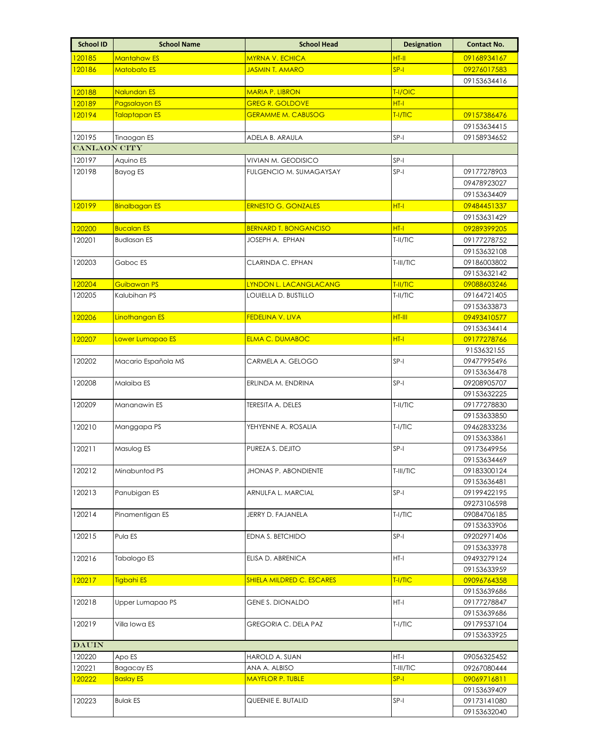| School ID | School Name | School Head | Designation | Contact No. |
|---|---|---|---|---|
| 120185 | Mantahaw ES | MYRNA V. ECHICA | HT-II | 09168934167 |
| 120186 | Matobato ES | JASMIN T. AMARO | SP-I | 09276017583 |
| | | | | 09153634416 |
| 120188 | Nalundan ES | MARIA P. LIBRON | T-I/OIC | |
| 120189 | Pagsalayon ES | GREG R. GOLDOVE | HT-I | |
| 120194 | Talaptapan ES | GERAMME M. CABUSOG | T-I/TIC | 09157386476 |
| | | | | 09153634415 |
| 120195 | Tinaogan ES | ADELA B. ARAULA | SP-I | 09158934652 |
| **CANLAON CITY** | | | | |
| 120197 | Aquino ES | VIVIAN M. GEODISICO | SP-I | |
| 120198 | Bayog ES | FULGENCIO M. SUMAGAYSAY | SP-I | 09177278903 |
| | | | | 09478923027 |
| | | | | 09153634409 |
| 120199 | Binalbagan ES | ERNESTO G. GONZALES | HT-I | 09484451337 |
| | | | | 09153631429 |
| 120200 | Bucalan ES | BERNARD T. BONGANCISO | HT-I | 09289399205 |
| 120201 | Budlasan ES | JOSEPH A. EPHAN | T-II/TIC | 09177278752 |
| | | | | 09153632108 |
| 120203 | Gaboc ES | CLARINDA C. EPHAN | T-III/TIC | 09186003802 |
| | | | | 09153632142 |
| 120204 | Guibawan PS | LYNDON L. LACANGLACANG | T-II/TIC | 09088603246 |
| 120205 | Kalubihan PS | LOUIELLA D. BUSTILLO | T-II/TIC | 09164721405 |
| | | | | 09153633873 |
| 120206 | Linothangan ES | FEDELINA V. LIVA | HT-III | 09493410577 |
| | | | | 09153634414 |
| 120207 | Lower Lumapao ES | ELMA C. DUMABOC | HT-I | 09177278766 |
| | | | | 9153632155 |
| 120202 | Macario Española MS | CARMELA A. GELOGO | SP-I | 09477995496 |
| | | | | 09153636478 |
| 120208 | Malaiba ES | ERLINDA M. ENDRINA | SP-I | 09208905707 |
| | | | | 09153632225 |
| 120209 | Mananawin ES | TERESITA A. DELES | T-II/TIC | 09177278830 |
| | | | | 09153633850 |
| 120210 | Manggapa PS | YEHYENNE A. ROSALIA | T-I/TIC | 09462833236 |
| | | | | 09153633861 |
| 120211 | Masulog ES | PUREZA S. DEJITO | SP-I | 09173649956 |
| | | | | 09153634469 |
| 120212 | Minabuntod PS | JHONAS P. ABONDIENTE | T-III/TIC | 09183300124 |
| | | | | 09153636481 |
| 120213 | Panubigan ES | ARNULFA L. MARCIAL | SP-I | 09199422195 |
| | | | | 09273106598 |
| 120214 | Pinamentigan ES | JERRY D. FAJANELA | T-I/TIC | 09084706185 |
| | | | | 09153633906 |
| 120215 | Pula ES | EDNA S. BETCHIDO | SP-I | 09202971406 |
| | | | | 09153633978 |
| 120216 | Tabalogo ES | ELISA D. ABRENICA | HT-I | 09493279124 |
| | | | | 09153633959 |
| 120217 | Tigbahi ES | SHIELA MILDRED C. ESCARES | T-I/TIC | 09096764358 |
| | | | | 09153639686 |
| 120218 | Upper Lumapao PS | GENE S. DIONALDO | HT-I | 09177278847 |
| | | | | 09153639686 |
| 120219 | Villa Iowa ES | GREGORIA C. DELA PAZ | T-I/TIC | 09179537104 |
| | | | | 09153633925 |
| **DAUIN** | | | | |
| 120220 | Apo ES | HAROLD A. SUAN | HT-I | 09056325452 |
| 120221 | Bagacay ES | ANA A. ALBISO | T-III/TIC | 09267080444 |
| 120222 | Baslay ES | MAYFLOR P. TUBLE | SP-I | 09069716811 |
| | | | | 09153639409 |
| 120223 | Bulak ES | QUEENIE E. BUTALID | SP-I | 09173141080 |
| | | | | 09153632040 |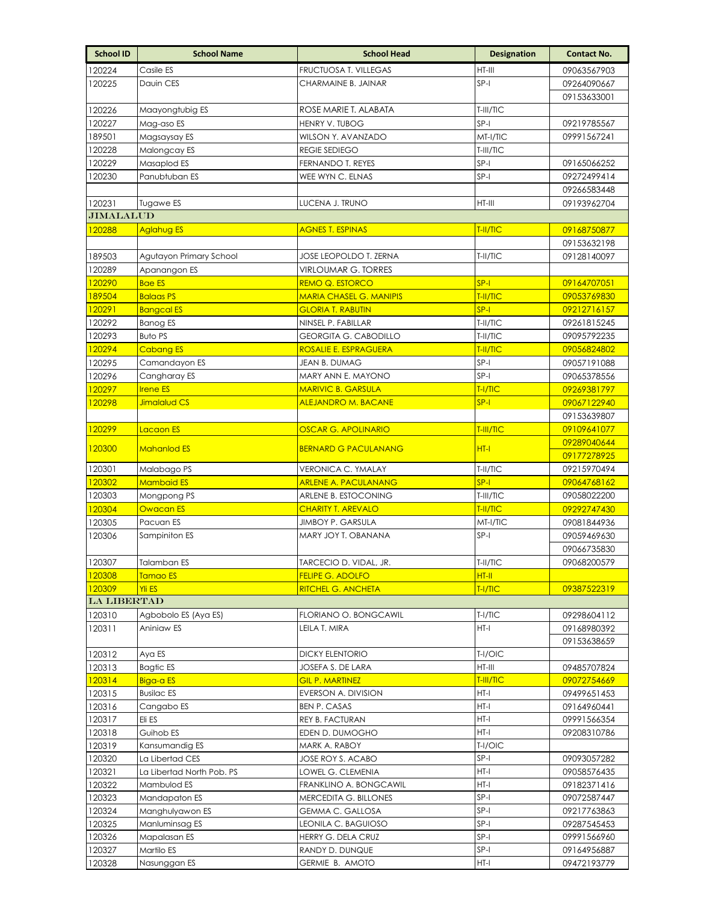| School ID | School Name | School Head | Designation | Contact No. |
|---|---|---|---|---|
| 120224 | Casile ES | FRUCTUOSA T. VILLEGAS | HT-III | 09063567903 |
| 120225 | Dauin CES | CHARMAINE B. JAINAR | SP-I | 09264090667 |
| | | | | 09153633001 |
| 120226 | Maayongtubig ES | ROSE MARIE T. ALABATA | T-III/TIC | |
| 120227 | Mag-aso ES | HENRY V. TUBOG | SP-I | 09219785567 |
| 189501 | Magsaysay ES | WILSON Y. AVANZADO | MT-I/TIC | 09991567241 |
| 120228 | Malongcay ES | REGIE SEDIEGO | T-III/TIC | |
| 120229 | Masaplod ES | FERNANDO T. REYES | SP-I | 09165066252 |
| 120230 | Panubtuban ES | WEE WYN C. ELNAS | SP-I | 09272499414 |
| | | | | 09266583448 |
| 120231 | Tugawe ES | LUCENA J. TRUNO | HT-III | 09193962704 |
| **JIMALALUD** | | | | |
| 120288 | Aglahug ES | AGNES T. ESPINAS | T-II/TIC | 09168750877 |
| | | | | 09153632198 |
| 189503 | Agutayon Primary School | JOSE LEOPOLDO T. ZERNA | T-II/TIC | 09128140097 |
| 120289 | Apanangon ES | VIRLOUMAR G. TORRES | | |
| 120290 | Bae ES | REMO Q. ESTORCO | SP-I | 09164707051 |
| 189504 | Balaas PS | MARIA CHASEL G. MANIPIS | T-II/TIC | 09053769830 |
| 120291 | Bangcal ES | GLORIA T. RABUTIN | SP-I | 09212716157 |
| 120292 | Banog ES | NINSEL P. FABILLAR | T-II/TIC | 09261815245 |
| 120293 | Buto PS | GEORGITA G. CABODILLO | T-II/TIC | 09095792235 |
| 120294 | Cabang ES | ROSALIE E. ESPRAGUERA | T-II/TIC | 09056824802 |
| 120295 | Camandayon ES | JEAN B. DUMAG | SP-I | 09057191088 |
| 120296 | Cangharay ES | MARY ANN E. MAYONO | SP-I | 09065378556 |
| 120297 | Irene ES | MARIVIC B. GARSULA | T-I/TIC | 09269381797 |
| 120298 | Jimalalud CS | ALEJANDRO M. BACANE | SP-I | 09067122940 |
| | | | | 09153639807 |
| 120299 | Lacaon ES | OSCAR G. APOLINARIO | T-III/TIC | 09109641077 |
| 120300 | Mahanlod ES | BERNARD G PACULANANG | HT-I | 09289040644 |
| | | | | 09177278925 |
| 120301 | Malabago PS | VERONICA C. YMALAY | T-II/TIC | 09215970494 |
| 120302 | Mambaid ES | ARLENE A. PACULANANG | SP-I | 09064768162 |
| 120303 | Mongpong PS | ARLENE B. ESTOCONING | T-III/TIC | 09058022200 |
| 120304 | Owacan ES | CHARITY T. AREVALO | T-II/TIC | 09292747430 |
| 120305 | Pacuan ES | JIMBOY P. GARSULA | MT-I/TIC | 09081844936 |
| 120306 | Sampiniton ES | MARY JOY T. OBANANA | SP-I | 09059469630 |
| | | | | 09066735830 |
| 120307 | Talamban ES | TARCECIO D. VIDAL, JR. | T-II/TIC | 09068200579 |
| 120308 | Tamao ES | FELIPE G. ADOLFO | HT-II | |
| 120309 | Yli ES | RITCHEL G. ANCHETA | T-I/TIC | 09387522319 |
| **LA LIBERTAD** | | | | |
| 120310 | Agbobolo ES (Aya ES) | FLORIANO O. BONGCAWIL | T-I/TIC | 09298604112 |
| 120311 | Aniniaw ES | LEILA T. MIRA | HT-I | 09168980392 |
| | | | | 09153638659 |
| 120312 | Aya ES | DICKY ELENTORIO | T-I/OIC | |
| 120313 | Bagtic ES | JOSEFA S. DE LARA | HT-III | 09485707824 |
| 120314 | Biga-a ES | GIL P. MARTINEZ | T-III/TIC | 09072754669 |
| 120315 | Busilac ES | EVERSON A. DIVISION | HT-I | 09499651453 |
| 120316 | Cangabo ES | BEN P. CASAS | HT-I | 09164960441 |
| 120317 | Eli ES | REY B. FACTURAN | HT-I | 09991566354 |
| 120318 | Guihob ES | EDEN D. DUMOGHO | HT-I | 09208310786 |
| 120319 | Kansumandig ES | MARK A. RABOY | T-I/OIC | |
| 120320 | La Libertad CES | JOSE ROY S. ACABO | SP-I | 09093057282 |
| 120321 | La Libertad North Pob. PS | LOWEL G. CLEMENIA | HT-I | 09058576435 |
| 120322 | Mambulod ES | FRANKLINO A. BONGCAWIL | HT-I | 09182371416 |
| 120323 | Mandapaton ES | MERCEDITA G. BILLONES | SP-I | 09072587447 |
| 120324 | Manghulyawon ES | GEMMA C. GALLOSA | SP-I | 09217763863 |
| 120325 | Manluminsag ES | LEONILA C. BAGUIOSO | SP-I | 09287545453 |
| 120326 | Mapalasan ES | HERRY G. DELA CRUZ | SP-I | 09991566960 |
| 120327 | Martilo ES | RANDY D. DUNQUE | SP-I | 09164956887 |
| 120328 | Nasunggan ES | GERMIE B. AMOTO | HT-I | 09472193779 |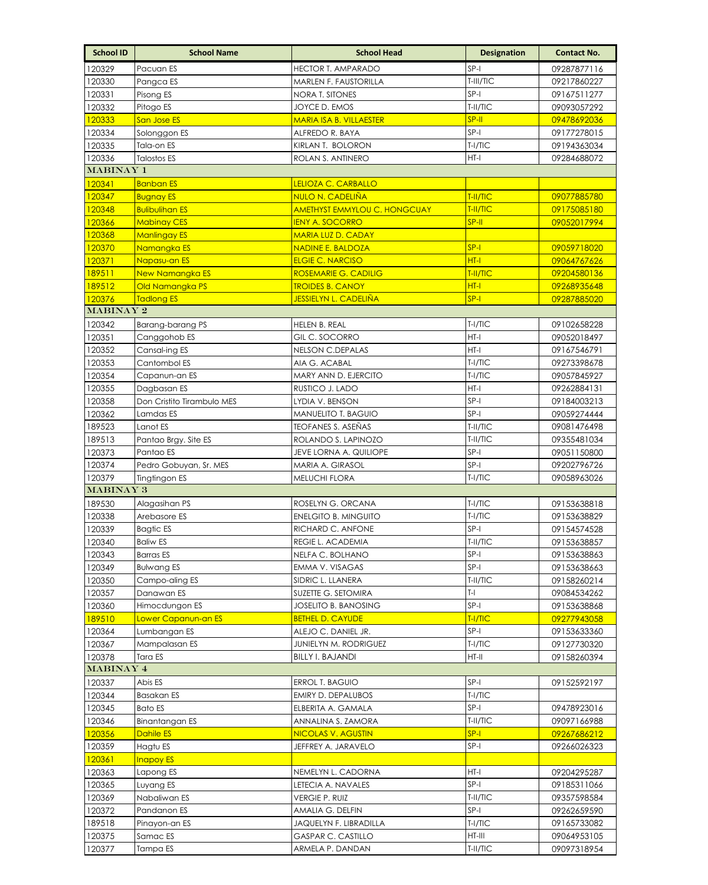| School ID | School Name | School Head | Designation | Contact No. |
|---|---|---|---|---|
| 120329 | Pacuan ES | HECTOR T. AMPARADO | SP-I | 09287877116 |
| 120330 | Pangca ES | MARLEN F. FAUSTORILLA | T-III/TIC | 09217860227 |
| 120331 | Pisong ES | NORA T. SITONES | SP-I | 09167511277 |
| 120332 | Pitogo ES | JOYCE D. EMOS | T-II/TIC | 09093057292 |
| 120333 | San Jose ES | MARIA ISA B. VILLAESTER | SP-II | 09478692036 |
| 120334 | Solonggon ES | ALFREDO R. BAYA | SP-I | 09177278015 |
| 120335 | Tala-on ES | KIRLAN T. BOLORON | T-I/TIC | 09194363034 |
| 120336 | Talostos ES | ROLAN S. ANTINERO | HT-I | 09284688072 |
| **MABINAY 1** | | | | |
| 120341 | Banban ES | LELIOZA C. CARBALLO | | |
| 120347 | Bugnay ES | NULO N. CADELIÑA | T-II/TIC | 09077885780 |
| 120348 | Bulibulihan ES | AMETHYST EMMYLOU C. HONGCUAY | T-II/TIC | 09175085180 |
| 120366 | Mabinay CES | IENY A. SOCORRO | SP-II | 09052017994 |
| 120368 | Manlingay ES | MARIA LUZ D. CADAY | | |
| 120370 | Namangka ES | NADINE E. BALDOZA | SP-I | 09059718020 |
| 120371 | Napasu-an ES | ELGIE C. NARCISO | HT-I | 09064767626 |
| 189511 | New Namangka ES | ROSEMARIE G. CADILIG | T-II/TIC | 09204580136 |
| 189512 | Old Namangka PS | TROIDES B. CANOY | HT-I | 09268935648 |
| 120376 | Tadlong ES | JESSIELYN L. CADELIÑA | SP-I | 09287885020 |
| **MABINAY 2** | | | | |
| 120342 | Barang-barang PS | HELEN B. REAL | T-I/TIC | 09102658228 |
| 120351 | Canggohob ES | GIL C. SOCORRO | HT-I | 09052018497 |
| 120352 | Cansal-ing ES | NELSON C.DEPALAS | HT-I | 09167546791 |
| 120353 | Cantombol ES | AIA G. ACABAL | T-I/TIC | 09273398678 |
| 120354 | Capanun-an ES | MARY ANN D. EJERCITO | T-I/TIC | 09057845927 |
| 120355 | Dagbasan ES | RUSTICO J. LADO | HT-I | 09262884131 |
| 120358 | Don Cristito Tirambulo MES | LYDIA V. BENSON | SP-I | 09184003213 |
| 120362 | Lamdas ES | MANUELITO T. BAGUIO | SP-I | 09059274444 |
| 189523 | Lanot ES | TEOFANES S. ASEÑAS | T-II/TIC | 09081476498 |
| 189513 | Pantao Brgy. Site ES | ROLANDO S. LAPINOZO | T-II/TIC | 09355481034 |
| 120373 | Pantao ES | JEVE LORNA A. QUILIOPE | SP-I | 09051150800 |
| 120374 | Pedro Gobuyan, Sr. MES | MARIA A. GIRASOL | SP-I | 09202796726 |
| 120379 | Tingtingon ES | MELUCHI FLORA | T-I/TIC | 09058963026 |
| **MABINAY 3** | | | | |
| 189530 | Alagasihan PS | ROSELYN G. ORCANA | T-I/TIC | 09153638818 |
| 120338 | Arebasore ES | ENELGITO B. MINGUITO | T-I/TIC | 09153638829 |
| 120339 | Bagtic ES | RICHARD C. ANFONE | SP-I | 09154574528 |
| 120340 | Baliw ES | REGIE L. ACADEMIA | T-II/TIC | 09153638857 |
| 120343 | Barras ES | NELFA C. BOLHANO | SP-I | 09153638863 |
| 120349 | Bulwang ES | EMMA V. VISAGAS | SP-I | 09153638663 |
| 120350 | Campo-aling ES | SIDRIC L. LLANERA | T-II/TIC | 09158260214 |
| 120357 | Danawan ES | SUZETTE G. SETOMIRA | T-I | 09084534262 |
| 120360 | Himocdungon ES | JOSELITO B. BANOSING | SP-I | 09153638868 |
| 189510 | Lower Capanun-an ES | BETHEL D. CAYUDE | T-I/TIC | 09277943058 |
| 120364 | Lumbangan ES | ALEJO C. DANIEL JR. | SP-I | 09153633360 |
| 120367 | Mampalasan ES | JUNIELYN M. RODRIGUEZ | T-I/TIC | 09127730320 |
| 120378 | Tara ES | BILLY I. BAJANDI | HT-II | 09158260394 |
| **MABINAY 4** | | | | |
| 120337 | Abis ES | ERROL T. BAGUIO | SP-I | 09152592197 |
| 120344 | Basakan ES | EMIRY D. DEPALUBOS | T-I/TIC | |
| 120345 | Bato ES | ELBERITA A. GAMALA | SP-I | 09478923016 |
| 120346 | Binantangan ES | ANNALINA S. ZAMORA | T-II/TIC | 09097166988 |
| 120356 | Dahile ES | NICOLAS V. AGUSTIN | SP-I | 09267686212 |
| 120359 | Hagtu ES | JEFFREY A. JARAVELO | SP-I | 09266026323 |
| 120361 | Inapoy ES | | | |
| 120363 | Lapong ES | NEMELYN L. CADORNA | HT-I | 09204295287 |
| 120365 | Luyang ES | LETECIA A. NAVALES | SP-I | 09185311066 |
| 120369 | Nabaliwan ES | VERGIE P. RUIZ | T-II/TIC | 09357598584 |
| 120372 | Pandanon ES | AMALIA G. DELFIN | SP-I | 09262659590 |
| 189518 | Pinayon-an ES | JAQUELYN F. LIBRADILLA | T-I/TIC | 09165733082 |
| 120375 | Samac ES | GASPAR C. CASTILLO | HT-III | 09064953105 |
| 120377 | Tampa ES | ARMELA P. DANDAN | T-II/TIC | 09097318954 |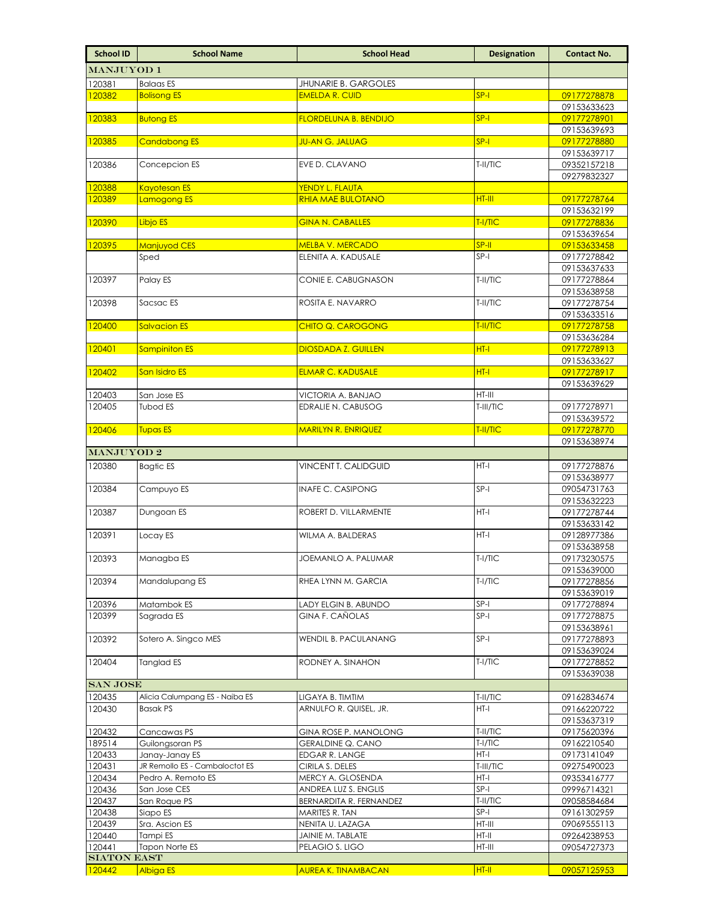| School ID | School Name | School Head | Designation | Contact No. |
|---|---|---|---|---|
| **MANJUYOD 1** | | | | |
| 120381 | Balaas ES | JHUNARIE B. GARGOLES | | |
| 120382 | Bolisong ES | EMELDA R. CUID | SP-I | 09177278878 |
| | | | | 09153633623 |
| 120383 | Butong ES | FLORDELUNA B. BENDIJO | SP-I | 09177278901 |
| | | | | 09153639693 |
| 120385 | Candabong ES | JU-AN G. JALUAG | SP-I | 09177278880 |
| | | | | 09153639717 |
| 120386 | Concepcion ES | EVE D. CLAVANO | T-II/TIC | 09352157218 |
| | | | | 09279832327 |
| 120388 | Kayotesan ES | YENDY L. FLAUTA | | |
| 120389 | Lamogong ES | RHIA MAE BULOTANO | HT-III | 09177278764 |
| | | | | 09153632199 |
| 120390 | Libjo ES | GINA N. CABALLES | T-I/TIC | 09177278836 |
| | | | | 09153639654 |
| 120395 | Manjuyod CES | MELBA V. MERCADO | SP-II | 09153633458 |
| | Sped | ELENITA A. KADUSALE | SP-I | 09177278842 |
| | | | | 09153637633 |
| 120397 | Palay ES | CONIE E. CABUGNASON | T-II/TIC | 09177278864 |
| | | | | 09153638958 |
| 120398 | Sacsac ES | ROSITA E. NAVARRO | T-II/TIC | 09177278754 |
| | | | | 09153633516 |
| 120400 | Salvacion ES | CHITO Q. CAROGONG | T-II/TIC | 09177278758 |
| | | | | 09153636284 |
| 120401 | Sampiniton ES | DIOSDADA Z. GUILLEN | HT-I | 09177278913 |
| | | | | 09153633627 |
| 120402 | San Isidro ES | ELMAR C. KADUSALE | HT-I | 09177278917 |
| | | | | 09153639629 |
| 120403 | San Jose ES | VICTORIA A. BANJAO | HT-III | |
| 120405 | Tubod ES | EDRALIE N. CABUSOG | T-III/TIC | 09177278971 |
| | | | | 09153639572 |
| 120406 | Tupas ES | MARILYN R. ENRIQUEZ | T-II/TIC | 09177278770 |
| | | | | 09153638974 |
| **MANJUYOD 2** | | | | |
| 120380 | Bagtic ES | VINCENT T. CALIDGUID | HT-I | 09177278876 |
| | | | | 09153638977 |
| 120384 | Campuyo ES | INAFE C. CASIPONG | SP-I | 09054731763 |
| | | | | 09153632223 |
| 120387 | Dungoan ES | ROBERT D. VILLARMENTE | HT-I | 09177278744 |
| | | | | 09153633142 |
| 120391 | Locay ES | WILMA A. BALDERAS | HT-I | 09128977386 |
| | | | | 09153638958 |
| 120393 | Managba ES | JOEMANLO A. PALUMAR | T-I/TIC | 09173230575 |
| | | | | 09153639000 |
| 120394 | Mandalupang ES | RHEA LYNN M. GARCIA | T-I/TIC | 09177278856 |
| | | | | 09153639019 |
| 120396 | Matambok ES | LADY ELGIN B. ABUNDO | SP-I | 09177278894 |
| 120399 | Sagrada ES | GINA F. CAÑOLAS | SP-I | 09177278875 |
| | | | | 09153638961 |
| 120392 | Sotero A. Singco MES | WENDIL B. PACULANANG | SP-I | 09177278893 |
| | | | | 09153639024 |
| 120404 | Tanglad ES | RODNEY A. SINAHON | T-I/TIC | 09177278852 |
| | | | | 09153639038 |
| **SAN JOSE** | | | | |
| 120435 | Alicia Calumpang ES - Naiba ES | LIGAYA B. TIMTIM | T-II/TIC | 09162834674 |
| 120430 | Basak PS | ARNULFO R. QUISEL, JR. | HT-I | 09166220722 |
| | | | | 09153637319 |
| 120432 | Cancawas PS | GINA ROSE P. MANOLONG | T-II/TIC | 09175620396 |
| 189514 | Guilongsoran PS | GERALDINE Q. CANO | T-I/TIC | 09162210540 |
| 120433 | Janay-Janay ES | EDGAR R. LANGE | HT-I | 09173141049 |
| 120431 | JR Remollo ES - Cambaloctot ES | CIRILA S. DELES | T-III/TIC | 09275490023 |
| 120434 | Pedro A. Remoto ES | MERCY A. GLOSENDA | HT-I | 09353416777 |
| 120436 | San Jose CES | ANDREA LUZ S. ENGLIS | SP-I | 09996714321 |
| 120437 | San Roque PS | BERNARDITA R. FERNANDEZ | T-II/TIC | 09058584684 |
| 120438 | Siapo ES | MARITES R. TAN | SP-I | 09161302959 |
| 120439 | Sra. Ascion ES | NENITA U. LAZAGA | HT-III | 09069555113 |
| 120440 | Tampi ES | JAINIE M. TABLATE | HT-II | 09264238953 |
| 120441 | Tapon Norte ES | PELAGIO S. LIGO | HT-III | 09054727373 |
| **SIATON EAST** | | | | |
| 120442 | Albiga ES | AUREA K. TINAMBACAN | HT-II | 09057125953 |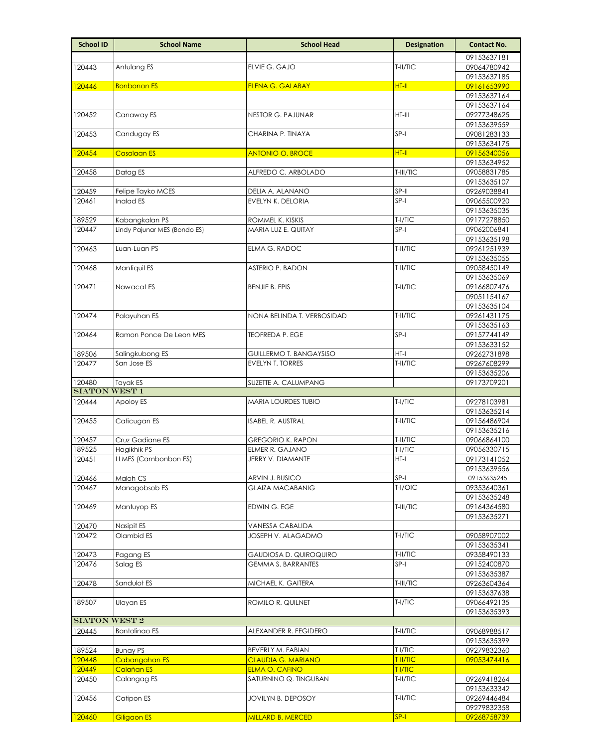| School ID | School Name | School Head | Designation | Contact No. |
|---|---|---|---|---|
| | | | | 09153637181 |
| 120443 | Antulang ES | ELVIE G. GAJO | T-II/TIC | 09064780942 |
| | | | | 09153637185 |
| 120446 | Bonbonon ES | ELENA G. GALABAY | HT-II | 09161653990 |
| | | | | 09153637164 |
| | | | | 09153637164 |
| 120452 | Canaway ES | NESTOR G. PAJUNAR | HT-III | 09277348625 |
| | | | | 09153639559 |
| 120453 | Candugay ES | CHARINA P. TINAYA | SP-I | 09081283133 |
| | | | | 09153634175 |
| 120454 | Casalaan ES | ANTONIO O. BROCE | HT-II | 09156340056 |
| | | | | 09153634952 |
| 120458 | Datag ES | ALFREDO C. ARBOLADO | T-III/TIC | 09058831785 |
| | | | | 09153635107 |
| 120459 | Felipe Tayko MCES | DELIA A. ALANANO | SP-II | 09269038841 |
| 120461 | Inalad ES | EVELYN K. DELORIA | SP-I | 09065500920 |
| | | | | 09153635035 |
| 189529 | Kabangkalan PS | ROMMEL K. KISKIS | T-I/TIC | 09177278850 |
| 120447 | Lindy Pajunar MES (Bondo ES) | MARIA LUZ E. QUITAY | SP-I | 09062006841 |
| | | | | 09153635198 |
| 120463 | Luan-Luan PS | ELMA G. RADOC | T-II/TIC | 09261251939 |
| | | | | 09153635055 |
| 120468 | Mantiquil ES | ASTERIO P. BADON | T-II/TIC | 09058450149 |
| | | | | 09153635069 |
| 120471 | Nawacat ES | BENJIE B. EPIS | T-II/TIC | 09166807476 |
| | | | | 09051154167 |
| | | | | 09153635104 |
| 120474 | Palayuhan ES | NONA BELINDA T. VERBOSIDAD | T-II/TIC | 09261431175 |
| | | | | 09153635163 |
| 120464 | Ramon Ponce De Leon MES | TEOFREDA P. EGE | SP-I | 09157744149 |
| | | | | 09153633152 |
| 189506 | Salingkubong ES | GUILLERMO T. BANGAYSISO | HT-I | 09262731898 |
| 120477 | San Jose ES | EVELYN T. TORRES | T-II/TIC | 09267608299 |
| | | | | 09153635206 |
| 120480 | Tayak ES | SUZETTE A. CALUMPANG | | 09173709201 |
| **SIATON WEST 1** | | | | |
| 120444 | Apoloy ES | MARIA LOURDES TUBIO | T-I/TIC | 09278103981 |
| | | | | 09153635214 |
| 120455 | Caticugan ES | ISABEL R. AUSTRAL | T-II/TIC | 09156486904 |
| | | | | 09153635216 |
| 120457 | Cruz Gadiane ES | GREGORIO K. RAPON | T-II/TIC | 09066864100 |
| 189525 | Hagikhik PS | ELMER R. GAJANO | T-I/TIC | 09056330715 |
| 120451 | LLMES (Cambonbon ES) | JERRY V. DIAMANTE | HT-I | 09173141052 |
| | | | | 09153639556 |
| 120466 | Maloh CS | ARVIN J. BUSICO | SP-I | 09153635245 |
| 120467 | Managobsob ES | GLAIZA MACABANIG | T-I/OIC | 09353640361 |
| | | | | 09153635248 |
| 120469 | Mantuyop ES | EDWIN G. EGE | T-III/TIC | 09164364580 |
| | | | | 09153635271 |
| 120470 | Nasipit ES | VANESSA CABALIDA | | |
| 120472 | Olambid ES | JOSEPH V. ALAGADMO | T-I/TIC | 09058907002 |
| | | | | 09153635341 |
| 120473 | Pagang ES | GAUDIOSA D. QUIROQUIRO | T-II/TIC | 09358490133 |
| 120476 | Salag ES | GEMMA S. BARRANTES | SP-I | 09152400870 |
| | | | | 09153635387 |
| 120478 | Sandulot ES | MICHAEL K. GAITERA | T-III/TIC | 09263604364 |
| | | | | 09153637638 |
| 189507 | Ulayan ES | ROMILO R. QUILNET | T-I/TIC | 09066492135 |
| | | | | 09153635393 |
| **SIATON WEST 2** | | | | |
| 120445 | Bantolinao ES | ALEXANDER R. FEGIDERO | T-II/TIC | 09068988517 |
| | | | | 09153635399 |
| 189524 | Bunay PS | BEVERLY M. FABIAN | T I/TIC | 09279832360 |
| 120448 | Cabangahan ES | CLAUDIA G. MARIANO | T-II/TIC | 09053474416 |
| 120449 | Calañan ES | ELMA O. CAFINO | T I/TIC | |
| 120450 | Calangag ES | SATURNINO Q. TINGUBAN | T-II/TIC | 09269418264 |
| | | | | 09153633342 |
| 120456 | Catipon ES | JOVILYN B. DEPOSOY | T-II/TIC | 09269446484 |
| | | | | 09279832358 |
| 120460 | Giligaon ES | MILLARD B. MERCED | SP-I | 09268758739 |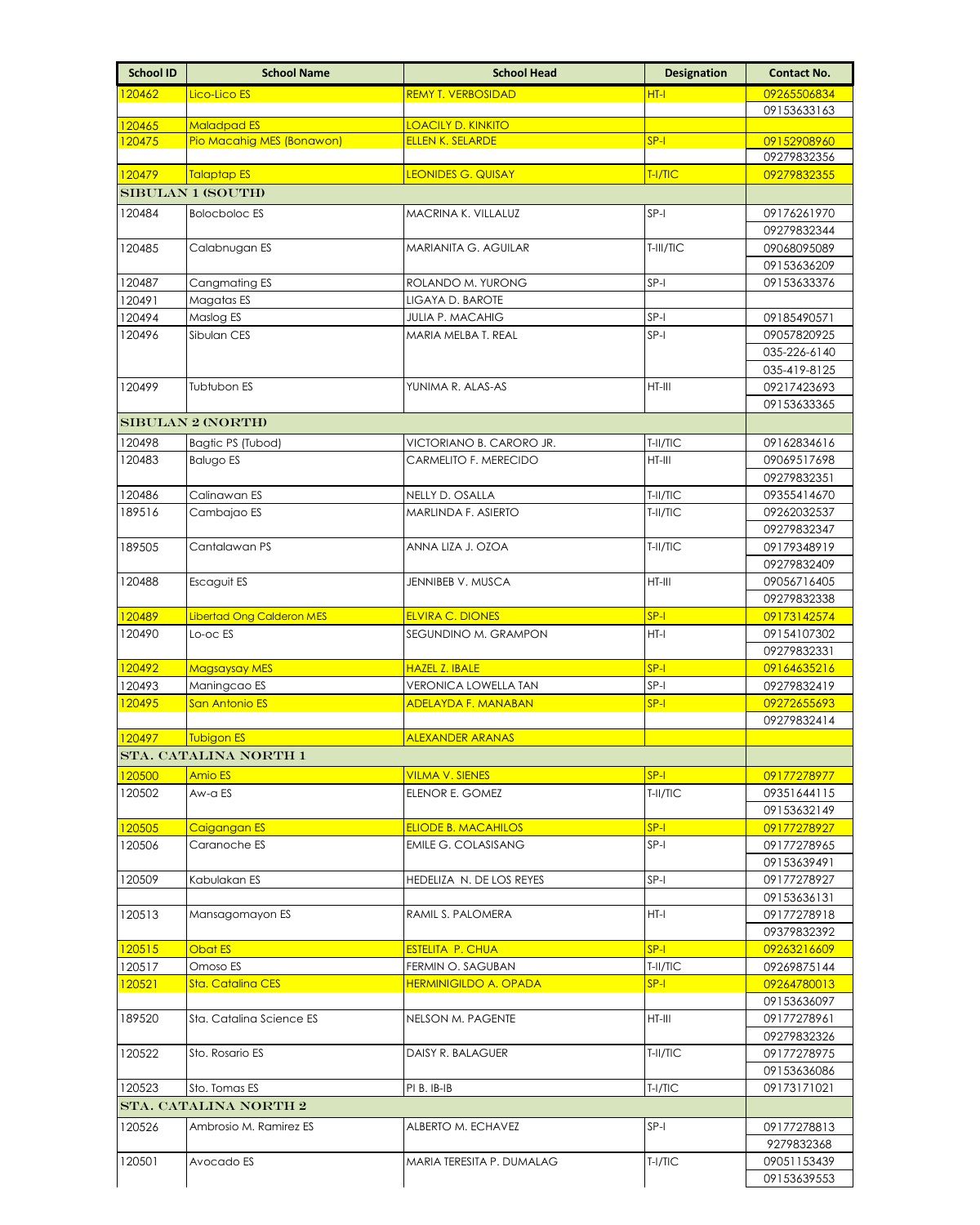| School ID | School Name | School Head | Designation | Contact No. |
|---|---|---|---|---|
| 120462 | Lico-Lico ES | REMY T. VERBOSIDAD | HT-I | 09265506834 |
| | | | | 09153633163 |
| 120465 | Maladpad ES | LOACILY D. KINKITO | | |
| 120475 | Pio Macahig MES (Bonawon) | ELLEN K. SELARDE | SP-I | 09152908960 |
| | | | | 09279832356 |
| 120479 | Talaptap ES | LEONIDES G. QUISAY | T-I/TIC | 09279832355 |
| **SIBULAN 1 (SOUTH)** | | | | |
| 120484 | Bolocboloc ES | MACRINA K. VILLALUZ | SP-I | 09176261970 |
| | | | | 09279832344 |
| 120485 | Calabnugan ES | MARIANITA G. AGUILAR | T-III/TIC | 09068095089 |
| | | | | 09153636209 |
| 120487 | Cangmating ES | ROLANDO M. YURONG | SP-I | 09153633376 |
| 120491 | Magatas ES | LIGAYA D. BAROTE | | |
| 120494 | Maslog ES | JULIA P. MACAHIG | SP-I | 09185490571 |
| 120496 | Sibulan CES | MARIA MELBA T. REAL | SP-I | 09057820925 |
| | | | | 035-226-6140 |
| | | | | 035-419-8125 |
| 120499 | Tubtubon ES | YUNIMA R. ALAS-AS | HT-III | 09217423693 |
| | | | | 09153633365 |
| **SIBULAN 2 (NORTH)** | | | | |
| 120498 | Bagtic PS (Tubod) | VICTORIANO B. CARORO JR. | T-II/TIC | 09162834616 |
| 120483 | Balugo ES | CARMELITO F. MERECIDO | HT-III | 09069517698 |
| | | | | 09279832351 |
| 120486 | Calinawan ES | NELLY D. OSALLA | T-II/TIC | 09355414670 |
| 189516 | Cambajao ES | MARLINDA F. ASIERTO | T-II/TIC | 09262032537 |
| | | | | 09279832347 |
| 189505 | Cantalawan PS | ANNA LIZA J. OZOA | T-II/TIC | 09179348919 |
| | | | | 09279832409 |
| 120488 | Escaguit ES | JENNIBEB V. MUSCA | HT-III | 09056716405 |
| | | | | 09279832338 |
| 120489 | Libertad Ong Calderon MES | ELVIRA C. DIONES | SP-I | 09173142574 |
| 120490 | Lo-oc ES | SEGUNDINO M. GRAMPON | HT-I | 09154107302 |
| | | | | 09279832331 |
| 120492 | Magsaysay MES | HAZEL Z. IBALE | SP-I | 09164635216 |
| 120493 | Maningcao ES | VERONICA LOWELLA TAN | SP-I | 09279832419 |
| 120495 | San Antonio ES | ADELAYDA F. MANABAN | SP-I | 09272655693 |
| | | | | 09279832414 |
| 120497 | Tubigon ES | ALEXANDER ARANAS | | |
| **STA. CATALINA NORTH 1** | | | | |
| 120500 | Amio ES | VILMA V. SIENES | SP-I | 09177278977 |
| 120502 | Aw-a ES | ELENOR E. GOMEZ | T-II/TIC | 09351644115 |
| | | | | 09153632149 |
| 120505 | Caigangan ES | ELIODE B. MACAHILOS | SP-I | 09177278927 |
| 120506 | Caranoche ES | EMILE G. COLASISANG | SP-I | 09177278965 |
| | | | | 09153639491 |
| 120509 | Kabulakan ES | HEDELIZA N. DE LOS REYES | SP-I | 09177278927 |
| | | | | 09153636131 |
| 120513 | Mansagomayon ES | RAMIL S. PALOMERA | HT-I | 09177278918 |
| | | | | 09379832392 |
| 120515 | Obat ES | ESTELITA P. CHUA | SP-I | 09263216609 |
| 120517 | Omoso ES | FERMIN O. SAGUBAN | T-II/TIC | 09269875144 |
| 120521 | Sta. Catalina CES | HERMINIGILDO A. OPADA | SP-I | 09264780013 |
| | | | | 09153636097 |
| 189520 | Sta. Catalina Science ES | NELSON M. PAGENTE | HT-III | 09177278961 |
| | | | | 09279832326 |
| 120522 | Sto. Rosario ES | DAISY R. BALAGUER | T-II/TIC | 09177278975 |
| | | | | 09153636086 |
| 120523 | Sto. Tomas ES | PI B. IB-IB | T-I/TIC | 09173171021 |
| **STA. CATALINA NORTH 2** | | | | |
| 120526 | Ambrosio M. Ramirez ES | ALBERTO M. ECHAVEZ | SP-I | 09177278813 |
| | | | | 9279832368 |
| 120501 | Avocado ES | MARIA TERESITA P. DUMALAG | T-I/TIC | 09051153439 |
| | | | | 09153639553 |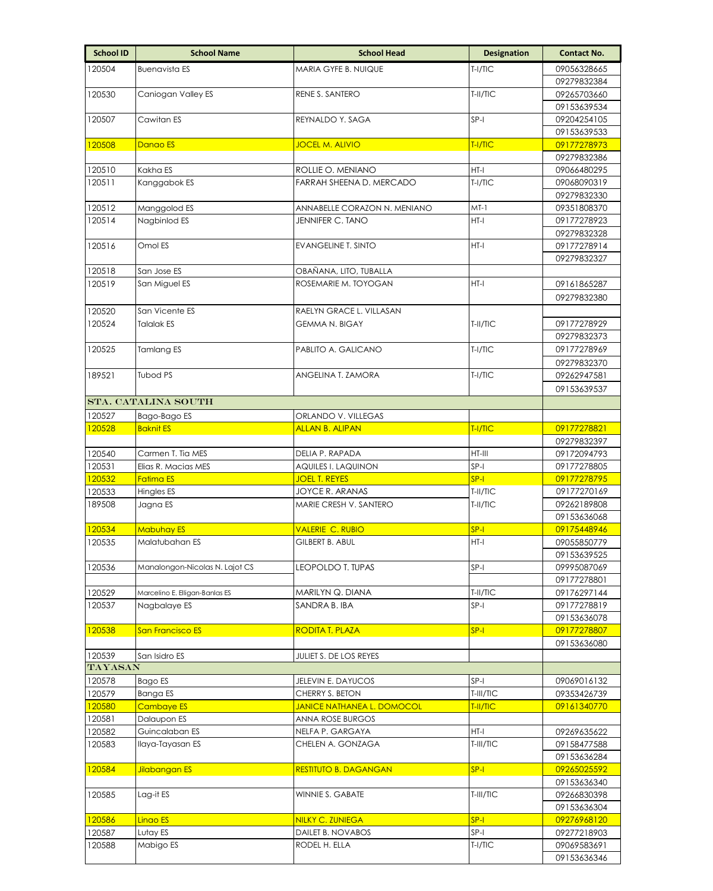| School ID | School Name | School Head | Designation | Contact No. |
|---|---|---|---|---|
| 120504 | Buenavista ES | MARIA GYFE B. NUIQUE | T-I/TIC | 09056328665 |
| | | | | 09279832384 |
| 120530 | Caniogan Valley ES | RENE S. SANTERO | T-II/TIC | 09265703660 |
| | | | | 09153639534 |
| 120507 | Cawitan ES | REYNALDO Y. SAGA | SP-I | 09204254105 |
| | | | | 09153639533 |
| 120508 | Danao ES | JOCEL M. ALIVIO | T-I/TIC | 09177278973 |
| | | | | 09279832386 |
| 120510 | Kakha ES | ROLLIE O. MENIANO | HT-I | 09066480295 |
| 120511 | Kanggabok ES | FARRAH SHEENA D. MERCADO | T-I/TIC | 09068090319 |
| | | | | 09279832330 |
| 120512 | Manggolod ES | ANNABELLE CORAZON N. MENIANO | MT-1 | 09351808370 |
| 120514 | Nagbinlod ES | JENNIFER C. TANO | HT-I | 09177278923 |
| | | | | 09279832328 |
| 120516 | Omol ES | EVANGELINE T. SINTO | HT-I | 09177278914 |
| | | | | 09279832327 |
| 120518 | San Jose ES | OBAÑANA, LITO, TUBALLA | | |
| 120519 | San Miguel ES | ROSEMARIE M. TOYOGAN | HT-I | 09161865287 |
| | | | | 09279832380 |
| 120520 | San Vicente ES | RAELYN GRACE L. VILLASAN | | |
| 120524 | Talalak ES | GEMMA N. BIGAY | T-II/TIC | 09177278929 |
| | | | | 09279832373 |
| 120525 | Tamlang ES | PABLITO A. GALICANO | T-I/TIC | 09177278969 |
| | | | | 09279832370 |
| 189521 | Tubod PS | ANGELINA T. ZAMORA | T-I/TIC | 09262947581 |
| | | | | 09153639537 |
| **STA. CATALINA SOUTH** | | | | |
| 120527 | Bago-Bago ES | ORLANDO V. VILLEGAS | | |
| 120528 | Baknit ES | ALLAN B. ALIPAN | T-I/TIC | 09177278821 |
| | | | | 09279832397 |
| 120540 | Carmen T. Tia MES | DELIA P. RAPADA | HT-III | 09172094793 |
| 120531 | Elias R. Macias MES | AQUILES I. LAQUINON | SP-I | 09177278805 |
| 120532 | Fatima ES | JOEL T. REYES | SP-I | 09177278795 |
| 120533 | Hingles ES | JOYCE R. ARANAS | T-II/TIC | 09177270169 |
| 189508 | Jagna ES | MARIE CRESH V. SANTERO | T-II/TIC | 09262189808 |
| | | | | 09153636068 |
| 120534 | Mabuhay ES | VALERIE C. RUBIO | SP-I | 09175448946 |
| 120535 | Malatubahan ES | GILBERT B. ABUL | HT-I | 09055850779 |
| | | | | 09153639525 |
| 120536 | Manalongon-Nicolas N. Lajot CS | LEOPOLDO T. TUPAS | SP-I | 09995087069 |
| | | | | 09177278801 |
| 120529 | Marcelino E. Elligan-Banlas ES | MARILYN Q. DIANA | T-II/TIC | 09176297144 |
| 120537 | Nagbalaye ES | SANDRA B. IBA | SP-I | 09177278819 |
| | | | | 09153636078 |
| 120538 | San Francisco ES | RODITA T. PLAZA | SP-I | 09177278807 |
| | | | | 09153636080 |
| 120539 | San Isidro ES | JULIET S. DE LOS REYES | | |
| **TAYASAN** | | | | |
| 120578 | Bago ES | JELEVIN E. DAYUCOS | SP-I | 09069016132 |
| 120579 | Banga ES | CHERRY S. BETON | T-III/TIC | 09353426739 |
| 120580 | Cambaye ES | JANICE NATHANEA L. DOMOCOL | T-II/TIC | 09161340770 |
| 120581 | Dalaupon ES | ANNA ROSE BURGOS | | |
| 120582 | Guincalaban ES | NELFA P. GARGAYA | HT-I | 09269635622 |
| 120583 | Ilaya-Tayasan ES | CHELEN A. GONZAGA | T-III/TIC | 09158477588 |
| | | | | 09153636284 |
| 120584 | Jilabangan ES | RESTITUTO B. DAGANGAN | SP-I | 09265025592 |
| | | | | 09153636340 |
| 120585 | Lag-it ES | WINNIE S. GABATE | T-III/TIC | 09266830398 |
| | | | | 09153636304 |
| 120586 | Linao ES | NILKY C. ZUNIEGA | SP-I | 09276968120 |
| 120587 | Lutay ES | DAILET B. NOVABOS | SP-I | 09277218903 |
| 120588 | Mabigo ES | RODEL H. ELLA | T-I/TIC | 09069583691 |
| | | | | 09153636346 |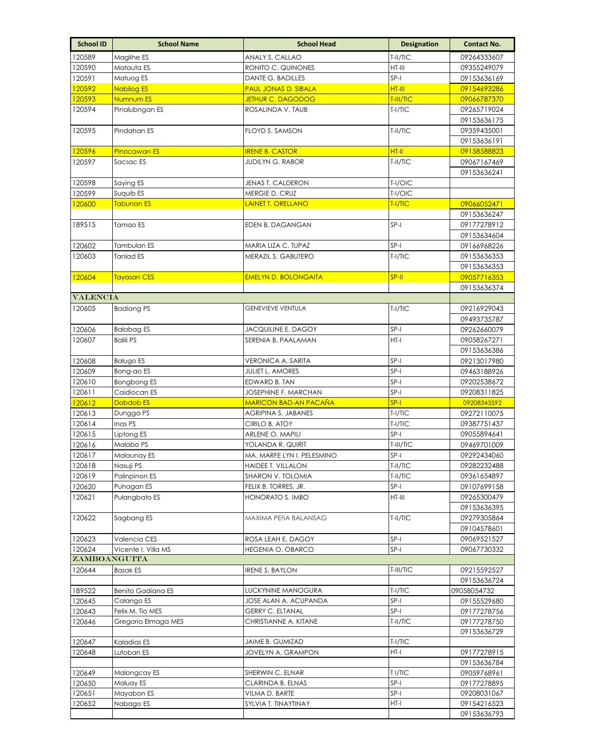| School ID | School Name | School Head | Designation | Contact No. |
|---|---|---|---|---|
| 120589 | Maglihe ES | ANALY S. CALLAO | T-II/TIC | 09264333607 |
| 120590 | Matauta ES | RONITO C. QUINONES | HT-III | 09355249079 |
| 120591 | Matuog ES | DANTE G. BADILLES | SP-I | 09153636169 |
| 120592 | Nabilog ES | PAUL JONAS D. SIBALA | HT-III | 09154693286 |
| 120593 | Numnum ES | JETHUR C. DAGODOG | T-III/TIC | 09066787370 |
| 120594 | Pinalubngan ES | ROSALINDA V. TAUB | T-I/TIC | 09265719024 |
| | | | | 09153636175 |
| 120595 | Pindahan ES | FLOYD S. SAMSON | T-II/TIC | 09359435001 |
| | | | | 09153636191 |
| 120596 | Pinocawan ES | IRENE B. CASTOR | HT-II | 09158588823 |
| 120597 | Sacsac ES | JUDILYN G. RABOR | T-II/TIC | 09067167469 |
| | | | | 09153636241 |
| 120598 | Saying ES | JENAS T. CALDERON | T-I/OIC | |
| 120599 | Suquib ES | MERGIE D. CRUZ | T-I/OIC | |
| 120600 | Tabunan ES | LAINET T. ORELLANO | T-I/TIC | 09066052471 |
| | | | | 09153636247 |
| 189515 | Tamao ES | EDEN B. DAGANGAN | SP-I | 09177278912 |
| | | | | 09153634604 |
| 120602 | Tambulan ES | MARIA LIZA C. TUPAZ | SP-I | 09166968226 |
| 120603 | Tanlad ES | MERAZIL S. GABUTERO | T-I/TIC | 09153636353 |
| | | | | 09153636353 |
| 120604 | Tayasan CES | EMELYN D. BOLONGAITA | SP-II | 09057716353 |
| | | | | 09153636374 |
| **VALENCIA** | | | | |
| 120605 | Badiang PS | GENEVIEVE VENTULA | T-I/TIC | 09216929043 |
| | | | | 09493735787 |
| 120606 | Balabag ES | JACQUILINE E. DAGOY | SP-I | 09262660079 |
| 120607 | Balili PS | SERENIA B. PAALAMAN | HT-I | 09058267271 |
| | | | | 09153636386 |
| 120608 | Balugo ES | VERONICA A. SARITA | SP-I | 09213017980 |
| 120609 | Bong-ao ES | JULIET L. AMORES | SP-I | 09463188926 |
| 120610 | Bongbong ES | EDWARD B. TAN | SP-I | 09202538672 |
| 120611 | Caidiocan ES | JOSEPHINE F. MARCHAN | SP-I | 09208311825 |
| 120612 | Dobdob ES | MARICON BAD-AN PACAÑA | SP-I | 09208343592 |
| 120613 | Dungga PS | AGRIPINA S. JABANES | T-I/TIC | 09272110075 |
| 120614 | Inas PS | CIRILO B. ATOY | T-I/TIC | 09387751437 |
| 120615 | Liptong ES | ARLENE O. MAPILI | SP-I | 09055894641 |
| 120616 | Malabo PS | YOLANDA R. QUIRIT | T-III/TIC | 09469701009 |
| 120617 | Malaunay ES | MA. MARFE LYN I. PELESMINO | SP-I | 09292434060 |
| 120618 | Nasuji PS | HAIDEE T. VILLALON | T-II/TIC | 09282232488 |
| 120619 | Palinpinon ES | SHARON V. TOLOMIA | T-II/TIC | 09361654897 |
| 120620 | Puhagan ES | FELIX B. TORRES, JR. | SP-I | 09107699158 |
| 120621 | Pulangbato ES | HONORATO S. IMBO | HT-III | 09265300479 |
| | | | | 09153636395 |
| 120622 | Sagbang ES | MAXIMA PEñA BALANSAG | T-II/TIC | 09279305864 |
| | | | | 09104578601 |
| 120623 | Valencia CES | ROSA LEAH E. DAGOY | SP-I | 09069521527 |
| 120624 | Vicente I. Villa MS | HEGENIA O. OBARCO | SP-I | 09067730332 |
| **ZAMBOANGUITA** | | | | |
| 120644 | Basak ES | IRENE S. BAYLON | T-III/TIC | 09215592527 |
| | | | | 09153636724 |
| 189522 | Benito Gadiana ES | LUCKYNINE MANOGURA | T-I/TIC | 09058054732 |
| 120645 | Calango ES | JOSE ALAN A. ACUPANDA | SP-I | 09155529680 |
| 120643 | Felix M. Tio MES | GERRY C. ELTANAL | SP-I | 09177278756 |
| 120646 | Gregorio Elmaga MES | CHRISTIANNE A. KITANE | T-II/TIC | 09177278750 |
| | | | | 09153636729 |
| 120647 | Kaladias ES | JAIME B. GUMIZAD | T-I/TIC | |
| 120648 | Lutoban ES | JOVELYN A. GRAMPON | HT-I | 09177278915 |
| | | | | 09153636784 |
| 120649 | Malongcay ES | SHERWIN C. ELNAR | T I/TIC | 09059768961 |
| 120650 | Maluay ES | CLARINDA B. ELNAS | SP-I | 09177278895 |
| 120651 | Mayabon ES | VILMA D. BARTE | SP-I | 09208031067 |
| 120652 | Nabago ES | SYLVIA T. TINAYTINAY | HT-I | 09154216523 |
| | | | | 09153636793 |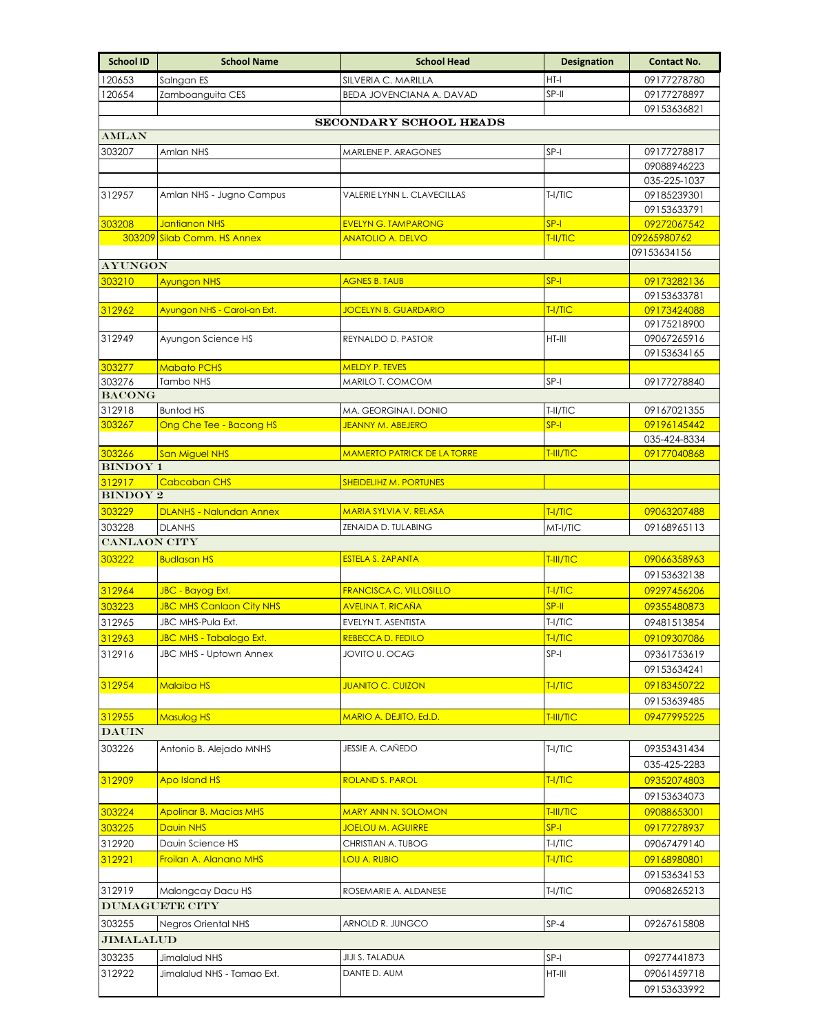| School ID | School Name | School Head | Designation | Contact No. |
|---|---|---|---|---|
| 120653 | Salngan ES | SILVERIA C. MARILLA | HT-I | 09177278780 |
| 120654 | Zamboanguita CES | BEDA JOVENCIANA A. DAVAD | SP-II | 09177278897 |
| | | | | 09153636821 |
| **SECONDARY SCHOOL HEADS** | | | | |
| **AMLAN** | | | | |
| 303207 | Amlan NHS | MARLENE P. ARAGONES | SP-I | 09177278817 |
| | | | | 09088946223 |
| | | | | 035-225-1037 |
| 312957 | Amlan NHS - Jugno Campus | VALERIE LYNN L. CLAVECILLAS | T-I/TIC | 09185239301 |
| | | | | 09153633791 |
| 303208 | Jantianon NHS | EVELYN G. TAMPARONG | SP-I | 09272067542 |
| 303209 | Silab Comm. HS Annex | ANATOLIO A. DELVO | T-II/TIC | 09265980762 |
| | | | | 09153634156 |
| **AYUNGON** | | | | |
| 303210 | Ayungon NHS | AGNES B. TAUB | SP-I | 09173282136 |
| | | | | 09153633781 |
| 312962 | Ayungon NHS - Carol-an Ext. | JOCELYN B. GUARDARIO | T-I/TIC | 09173424088 |
| | | | | 09175218900 |
| 312949 | Ayungon Science HS | REYNALDO D. PASTOR | HT-III | 09067265916 |
| | | | | 09153634165 |
| 303277 | Mabato PCHS | MELDY P. TEVES | | |
| 303276 | Tambo NHS | MARILO T. COMCOM | SP-I | 09177278840 |
| **BACONG** | | | | |
| 312918 | Buntod HS | MA. GEORGINA I. DONIO | T-II/TIC | 09167021355 |
| 303267 | Ong Che Tee - Bacong HS | JEANNY M. ABEJERO | SP-I | 09196145442 |
| | | | | 035-424-8334 |
| 303266 | San Miguel NHS | MAMERTO PATRICK DE LA TORRE | T-III/TIC | 09177040868 |
| **BINDOY 1** | | | | |
| 312917 | Cabcaban CHS | SHEIDELIHZ M. PORTUNES | | |
| **BINDOY 2** | | | | |
| 303229 | DLANHS - Nalundan Annex | MARIA SYLVIA V. RELASA | T-I/TIC | 09063207488 |
| 303228 | DLANHS | ZENAIDA D. TULABING | MT-I/TIC | 09168965113 |
| **CANLAON CITY** | | | | |
| 303222 | Budlasan HS | ESTELA S. ZAPANTA | T-III/TIC | 09066358963 |
| | | | | 09153632138 |
| 312964 | JBC - Bayog Ext. | FRANCISCA C. VILLOSILLO | T-I/TIC | 09297456206 |
| 303223 | JBC MHS Canlaon City NHS | AVELINA T. RICAÑA | SP-II | 09355480873 |
| 312965 | JBC MHS-Pula Ext. | EVELYN T. ASENTISTA | T-I/TIC | 09481513854 |
| 312963 | JBC MHS - Tabalogo Ext. | REBECCA D. FEDILO | T-I/TIC | 09109307086 |
| 312916 | JBC MHS - Uptown Annex | JOVITO U. OCAG | SP-I | 09361753619 |
| | | | | 09153634241 |
| 312954 | Malaiba HS | JUANITO C. CUIZON | T-I/TIC | 09183450722 |
| | | | | 09153639485 |
| 312955 | Masulog HS | MARIO A. DEJITO, Ed.D. | T-III/TIC | 09477995225 |
| **DAUIN** | | | | |
| 303226 | Antonio B. Alejado MNHS | JESSIE A. CAÑEDO | T-I/TIC | 09353431434 |
| | | | | 035-425-2283 |
| 312909 | Apo Island HS | ROLAND S. PAROL | T-I/TIC | 09352074803 |
| | | | | 09153634073 |
| 303224 | Apolinar B. Macias MHS | MARY ANN N. SOLOMON | T-III/TIC | 09088653001 |
| 303225 | Dauin NHS | JOELOU M. AGUIRRE | SP-I | 09177278937 |
| 312920 | Dauin Science HS | CHRISTIAN A. TUBOG | T-I/TIC | 09067479140 |
| 312921 | Froilan A. Alanano MHS | LOU A. RUBIO | T-I/TIC | 09168980801 |
| | | | | 09153634153 |
| 312919 | Malongcay Dacu HS | ROSEMARIE A. ALDANESE | T-I/TIC | 09068265213 |
| **DUMAGUETE CITY** | | | | |
| 303255 | Negros Oriental NHS | ARNOLD R. JUNGCO | SP-4 | 09267615808 |
| **JIMALALUD** | | | | |
| 303235 | Jimalalud NHS | JIJI S. TALADUA | SP-I | 09277441873 |
| 312922 | Jimalalud NHS - Tamao Ext. | DANTE D. AUM | HT-III | 09061459718 |
| | | | | 09153633992 |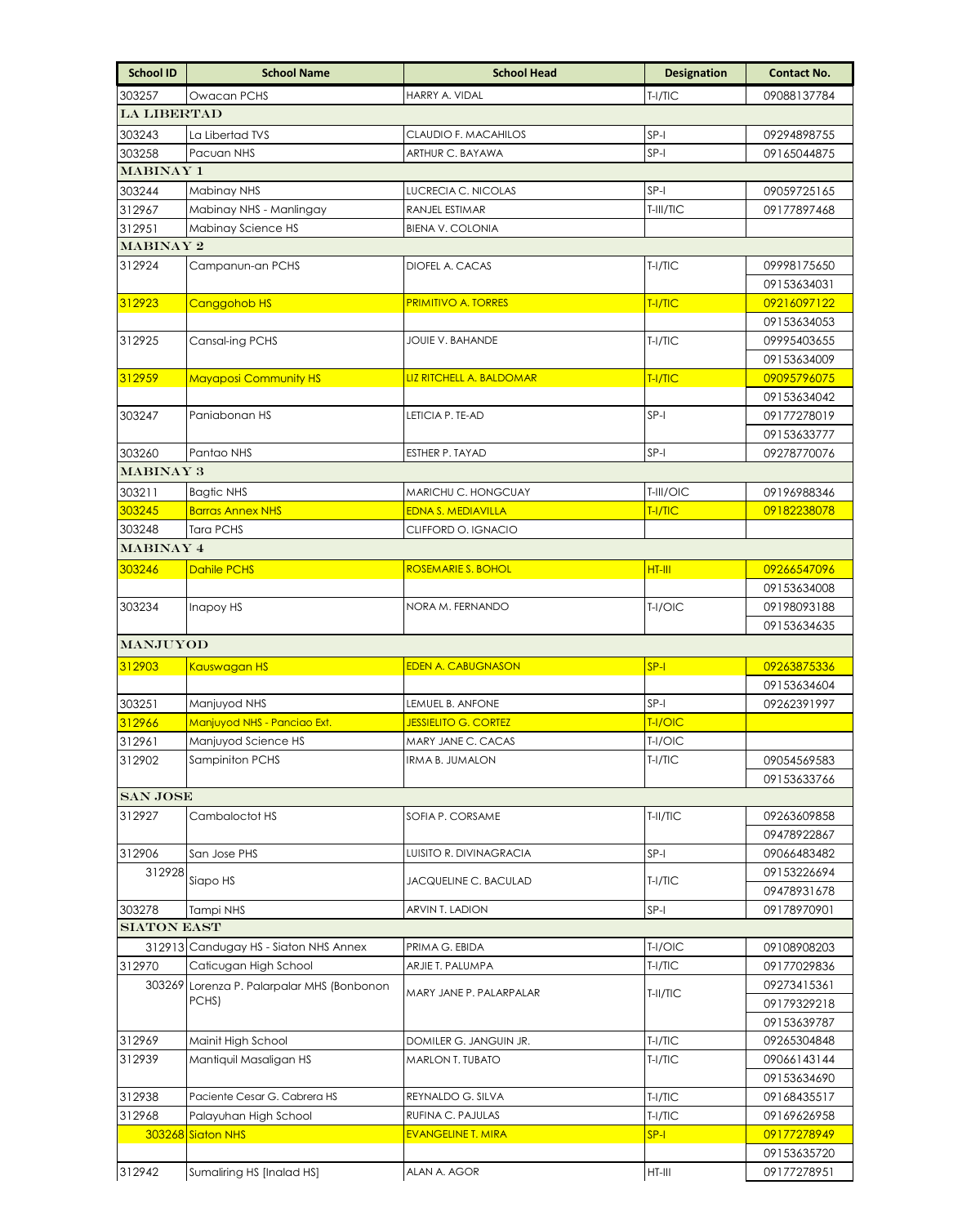| School ID | School Name | School Head | Designation | Contact No. |
|---|---|---|---|---|
| 303257 | Owacan PCHS | HARRY A. VIDAL | T-I/TIC | 09088137784 |
| **LA LIBERTAD** | | | | |
| 303243 | La Libertad TVS | CLAUDIO F. MACAHILOS | SP-I | 09294898755 |
| 303258 | Pacuan NHS | ARTHUR C. BAYAWA | SP-I | 09165044875 |
| **MABINAY 1** | | | | |
| 303244 | Mabinay NHS | LUCRECIA C. NICOLAS | SP-I | 09059725165 |
| 312967 | Mabinay NHS - Manlingay | RANJEL ESTIMAR | T-III/TIC | 09177897468 |
| 312951 | Mabinay Science HS | BIENA V. COLONIA | | |
| **MABINAY 2** | | | | |
| 312924 | Campanun-an PCHS | DIOFEL A. CACAS | T-I/TIC | 09998175650 |
| | | | | 09153634031 |
| 312923 | Canggohob HS | PRIMITIVO A. TORRES | T-I/TIC | 09216097122 |
| | | | | 09153634053 |
| 312925 | Cansal-ing PCHS | JOUIE V. BAHANDE | T-I/TIC | 09995403655 |
| | | | | 09153634009 |
| 312959 | Mayaposi Community HS | LIZ RITCHELL A. BALDOMAR | T-I/TIC | 09095796075 |
| | | | | 09153634042 |
| 303247 | Paniabonan HS | LETICIA P. TE-AD | SP-I | 09177278019 |
| | | | | 09153633777 |
| 303260 | Pantao NHS | ESTHER P. TAYAD | SP-I | 09278770076 |
| **MABINAY 3** | | | | |
| 303211 | Bagtic NHS | MARICHU C. HONGCUAY | T-III/OIC | 09196988346 |
| 303245 | Barras Annex NHS | EDNA S. MEDIAVILLA | T-I/TIC | 09182238078 |
| 303248 | Tara PCHS | CLIFFORD O. IGNACIO | | |
| **MABINAY 4** | | | | |
| 303246 | Dahile PCHS | ROSEMARIE S. BOHOL | HT-III | 09266547096 |
| | | | | 09153634008 |
| 303234 | Inapoy HS | NORA M. FERNANDO | T-I/OIC | 09198093188 |
| | | | | 09153634635 |
| **MANJUYOD** | | | | |
| 312903 | Kauswagan HS | EDEN A. CABUGNASON | SP-I | 09263875336 |
| | | | | 09153634604 |
| 303251 | Manjuyod NHS | LEMUEL B. ANFONE | SP-I | 09262391997 |
| 312966 | Manjuyod NHS - Panciao Ext. | JESSIELITO G. CORTEZ | T-I/OIC | |
| 312961 | Manjuyod Science HS | MARY JANE C. CACAS | T-I/OIC | |
| 312902 | Sampiniton PCHS | IRMA B. JUMALON | T-I/TIC | 09054569583 |
| | | | | 09153633766 |
| **SAN JOSE** | | | | |
| 312927 | Cambaloctot HS | SOFIA P. CORSAME | T-II/TIC | 09263609858 |
| | | | | 09478922867 |
| 312906 | San Jose PHS | LUISITO R. DIVINAGRACIA | SP-I | 09066483482 |
| 312928 | Siapo HS | JACQUELINE C. BACULAD | T-I/TIC | 09153226694 |
| | | | | 09478931678 |
| 303278 | Tampi NHS | ARVIN T. LADION | SP-I | 09178970901 |
| **SIATON EAST** | | | | |
| 312913 | Candugay HS - Siaton NHS Annex | PRIMA G. EBIDA | T-I/OIC | 09108908203 |
| 312970 | Caticugan High School | ARJIE T. PALUMPA | T-I/TIC | 09177029836 |
| 303269 | Lorenza P. Palarpalar MHS (Bonbonon PCHS) | MARY JANE P. PALARPALAR | T-II/TIC | 09273415361 |
| | | | | 09179329218 |
| | | | | 09153639787 |
| 312969 | Mainit High School | DOMILER G. JANGUIN JR. | T-I/TIC | 09265304848 |
| 312939 | Mantiquil Masaligan HS | MARLON T. TUBATO | T-I/TIC | 09066143144 |
| | | | | 09153634690 |
| 312938 | Paciente Cesar G. Cabrera HS | REYNALDO G. SILVA | T-I/TIC | 09168435517 |
| 312968 | Palayuhan High School | RUFINA C. PAJULAS | T-I/TIC | 09169626958 |
| 303268 | Siaton NHS | EVANGELINE T. MIRA | SP-I | 09177278949 |
| | | | | 09153635720 |
| 312942 | Sumaliring HS [Inalad HS] | ALAN A. AGOR | HT-III | 09177278951 |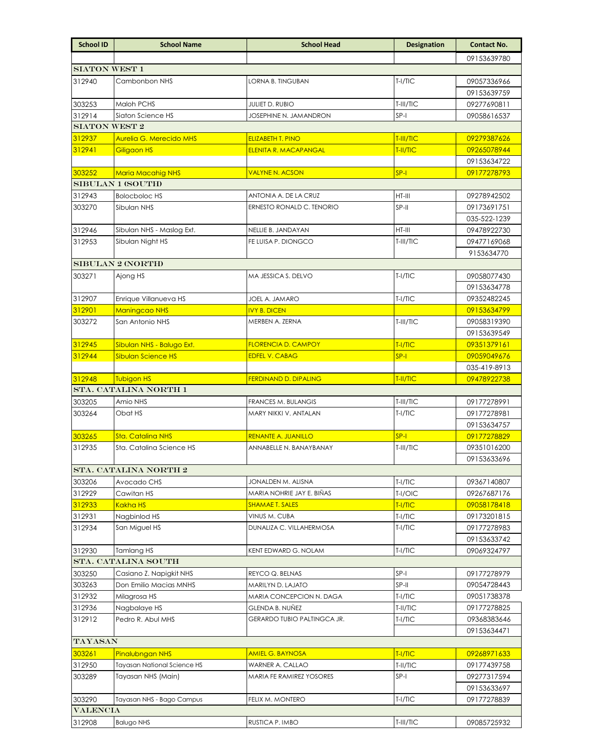| School ID | School Name | School Head | Designation | Contact No. |
|---|---|---|---|---|
| | | | | 09153639780 |
| **SIATON WEST 1** | | | | |
| 312940 | Cambonbon NHS | LORNA B. TINGUBAN | T-I/TIC | 09057336966 |
| | | | | 09153639759 |
| 303253 | Maloh PCHS | JULIET D. RUBIO | T-III/TIC | 09277690811 |
| 312914 | Siaton Science HS | JOSEPHINE N. JAMANDRON | SP-I | 09058616537 |
| **SIATON WEST 2** | | | | |
| 312937 | Aurelia G. Merecido MHS | ELIZABETH T. PINO | T-III/TIC | 09279387626 |
| 312941 | Giligaon HS | ELENITA R. MACAPANGAL | T-II/TIC | 09265078944 |
| | | | | 09153634722 |
| 303252 | Maria Macahig NHS | VALYNE N. ACSON | SP-I | 09177278793 |
| **SIBULAN 1 (SOUTH)** | | | | |
| 312943 | Bolocboloc HS | ANTONIA A. DE LA CRUZ | HT-III | 09278942502 |
| 303270 | Sibulan NHS | ERNESTO RONALD C. TENORIO | SP-II | 09173691751 |
| | | | | 035-522-1239 |
| 312946 | Sibulan NHS - Maslog Ext. | NELLIE B. JANDAYAN | HT-III | 09478922730 |
| 312953 | Sibulan Night HS | FE LUISA P. DIONGCO | T-III/TIC | 09477169068 |
| | | | | 9153634770 |
| **SIBULAN 2 (NORTH)** | | | | |
| 303271 | Ajong HS | MA JESSICA S. DELVO | T-I/TIC | 09058077430 |
| | | | | 09153634778 |
| 312907 | Enrique Villanueva HS | JOEL A. JAMARO | T-I/TIC | 09352482245 |
| 312901 | Maningcao NHS | IVY B. DICEN | | 09153634799 |
| 303272 | San Antonio NHS | MERBEN A. ZERNA | T-III/TIC | 09058319390 |
| | | | | 09153639549 |
| 312945 | Sibulan NHS - Balugo Ext. | FLORENCIA D. CAMPOY | T-I/TIC | 09351379161 |
| 312944 | Sibulan Science HS | EDFEL V. CABAG | SP-I | 09059049676 |
| | | | | 035-419-8913 |
| 312948 | Tubigon HS | FERDINAND D. DIPALING | T-II/TIC | 09478922738 |
| **STA. CATALINA NORTH 1** | | | | |
| 303205 | Amio NHS | FRANCES M. BULANGIS | T-III/TIC | 09177278991 |
| 303264 | Obat HS | MARY NIKKI V. ANTALAN | T-I/TIC | 09177278981 |
| | | | | 09153634757 |
| 303265 | Sta. Catalina NHS | RENANTE A. JUANILLO | SP-I | 09177278829 |
| 312935 | Sta. Catalina Science HS | ANNABELLE N. BANAYBANAY | T-III/TIC | 09351016200 |
| | | | | 09153633696 |
| **STA. CATALINA NORTH 2** | | | | |
| 303206 | Avocado CHS | JONALDEN M. ALISNA | T-I/TIC | 09367140807 |
| 312929 | Cawitan HS | MARIA NOHRIE JAY E. BIÑAS | T-I/OIC | 09267687176 |
| 312933 | Kakha HS | SHAMAE T. SALES | T-I/TIC | 09058178418 |
| 312931 | Nagbinlod HS | VINUS M. CUBA | T-I/TIC | 09173201815 |
| 312934 | San Miguel HS | DUNALIZA C. VILLAHERMOSA | T-I/TIC | 09177278983 |
| | | | | 09153633742 |
| 312930 | Tamlang HS | KENT EDWARD G. NOLAM | T-I/TIC | 09069324797 |
| **STA. CATALINA SOUTH** | | | | |
| 303250 | Casiano Z. Napigkit NHS | REYCO Q. BELNAS | SP-I | 09177278979 |
| 303263 | Don Emilio Macias MNHS | MARILYN D. LAJATO | SP-II | 09054728443 |
| 312932 | Milagrosa HS | MARIA CONCEPCION N. DAGA | T-I/TIC | 09051738378 |
| 312936 | Nagbalaye HS | GLENDA B. NUÑEZ | T-II/TIC | 09177278825 |
| 312912 | Pedro R. Abul MHS | GERARDO TUBIO PALTINGCA JR. | T-I/TIC | 09368383646 |
| | | | | 09153634471 |
| **TAYASAN** | | | | |
| 303261 | Pinalubngan NHS | AMIEL G. BAYNOSA | T-I/TIC | 09268971633 |
| 312950 | Tayasan National Science HS | WARNER A. CALLAO | T-II/TIC | 09177439758 |
| 303289 | Tayasan NHS (Main) | MARIA FE RAMIREZ YOSORES | SP-I | 09277317594 |
| | | | | 09153633697 |
| 303290 | Tayasan NHS - Bago Campus | FELIX M. MONTERO | T-I/TIC | 09177278839 |
| **VALENCIA** | | | | |
| 312908 | Balugo NHS | RUSTICA P. IMBO | T-III/TIC | 09085725932 |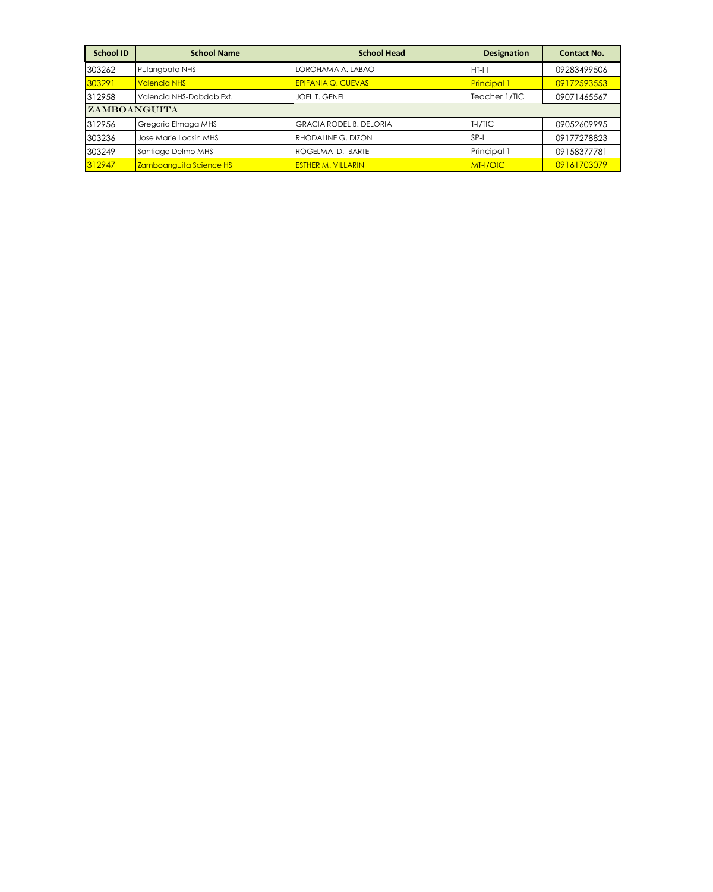| School ID | School Name | School Head | Designation | Contact No. |
|---|---|---|---|---|
| 303262 | Pulangbato NHS | LOROHAMA A. LABAO | HT-III | 09283499506 |
| 303291 | Valencia NHS | EPIFANIA Q. CUEVAS | Principal 1 | 09172593553 |
| 312958 | Valencia NHS-Dobdob Ext. | JOEL T. GENEL | Teacher 1/TIC | 09071465567 |
| **ZAMBOANGUITA** | | | | |
| 312956 | Gregorio Elmaga MHS | GRACIA RODEL B. DELORIA | T-I/TIC | 09052609995 |
| 303236 | Jose Marie Locsin MHS | RHODALINE G. DIZON | SP-I | 09177278823 |
| 303249 | Santiago Delmo MHS | ROGELMA D. BARTE | Principal 1 | 09158377781 |
| 312947 | Zamboanguita Science HS | ESTHER M. VILLARIN | MT-I/OIC | 09161703079 |